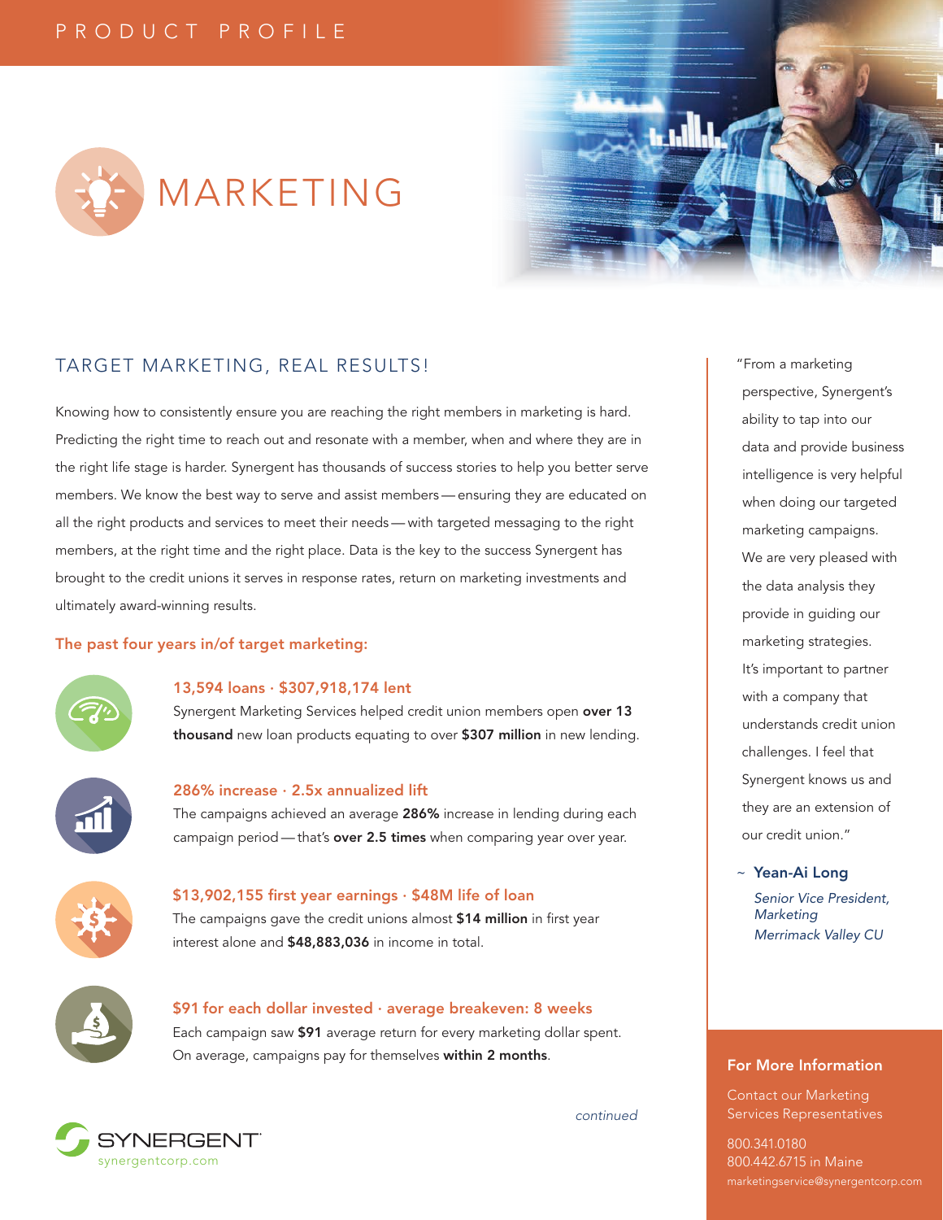PRODUCT PROFILE

# MARKETING

## TARGET MARKETING, REAL RESULTS!

Knowing how to consistently ensure you are reaching the right members in marketing is hard. Predicting the right time to reach out and resonate with a member, when and where they are in the right life stage is harder. Synergent has thousands of success stories to help you better serve members. We know the best way to serve and assist members — ensuring they are educated on all the right products and services to meet their needs — with targeted messaging to the right members, at the right time and the right place. Data is the key to the success Synergent has brought to the credit unions it serves in response rates, return on marketing investments and ultimately award-winning results.

### The past four years in/of target marketing:

**13,594 loans · $307,918,174 lent**

Synergent Marketing Services helped credit union members open **over 13 thousand** new loan products equating to over **$307 million** in new lending.

**286% increase · 2.5x annualized lift**

The campaigns achieved an average **286%** increase in lending during each campaign period — that's **over 2.5 times** when comparing year over year.

**$13,902,155 first year earnings · $48M life of loan**

The campaigns gave the credit unions almost **$14 million** in first year interest alone and **$48,883,036** in income in total.

**$91 for each dollar invested · average breakeven: 8 weeks**

Each campaign saw **$91** average return for every marketing dollar spent. On average, campaigns pay for themselves **within 2 months**.

*continued*

"From a marketing perspective, Synergent's ability to tap into our data and provide business intelligence is very helpful when doing our targeted marketing campaigns. We are very pleased with the data analysis they provide in guiding our marketing strategies. It's important to partner with a company that understands credit union challenges. I feel that Synergent knows us and they are an extension of our credit union."

~ **Yean-Ai Long**
*Senior Vice President, Marketing*
*Merrimack Valley CU*

### For More Information

Contact our Marketing Services Representatives

800.341.0180
800.442.6715 in Maine
marketingservice@synergentcorp.com

SYNERGENT
synergentcorp.com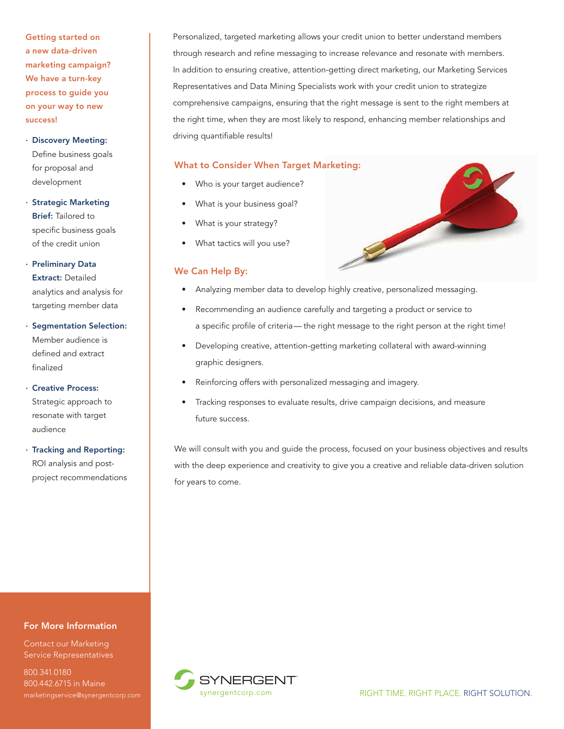**Getting started on a new data-driven marketing campaign? We have a turn-key process to guide you on your way to new success!**

- **Discovery Meeting:** Define business goals for proposal and development
- **Strategic Marketing Brief:** Tailored to specific business goals of the credit union
- **Preliminary Data Extract:** Detailed analytics and analysis for targeting member data
- **Segmentation Selection:** Member audience is defined and extract finalized
- **Creative Process:** Strategic approach to resonate with target audience
- **Tracking and Reporting:** ROI analysis and post-project recommendations

Personalized, targeted marketing allows your credit union to better understand members through research and refine messaging to increase relevance and resonate with members. In addition to ensuring creative, attention-getting direct marketing, our Marketing Services Representatives and Data Mining Specialists work with your credit union to strategize comprehensive campaigns, ensuring that the right message is sent to the right members at the right time, when they are most likely to respond, enhancing member relationships and driving quantifiable results!

## What to Consider When Target Marketing:

- Who is your target audience?
- What is your business goal?
- What is your strategy?
- What tactics will you use?

## We Can Help By:

- Analyzing member data to develop highly creative, personalized messaging.
- Recommending an audience carefully and targeting a product or service to a specific profile of criteria — the right message to the right person at the right time!
- Developing creative, attention-getting marketing collateral with award-winning graphic designers.
- Reinforcing offers with personalized messaging and imagery.
- Tracking responses to evaluate results, drive campaign decisions, and measure future success.

We will consult with you and guide the process, focused on your business objectives and results with the deep experience and creativity to give you a creative and reliable data-driven solution for years to come.

## For More Information

Contact our Marketing Service Representatives

800.341.0180
800.442.6715 in Maine
marketingservice@synergentcorp.com

SYNERGENT
synergentcorp.com

RIGHT TIME. RIGHT PLACE. RIGHT SOLUTION.